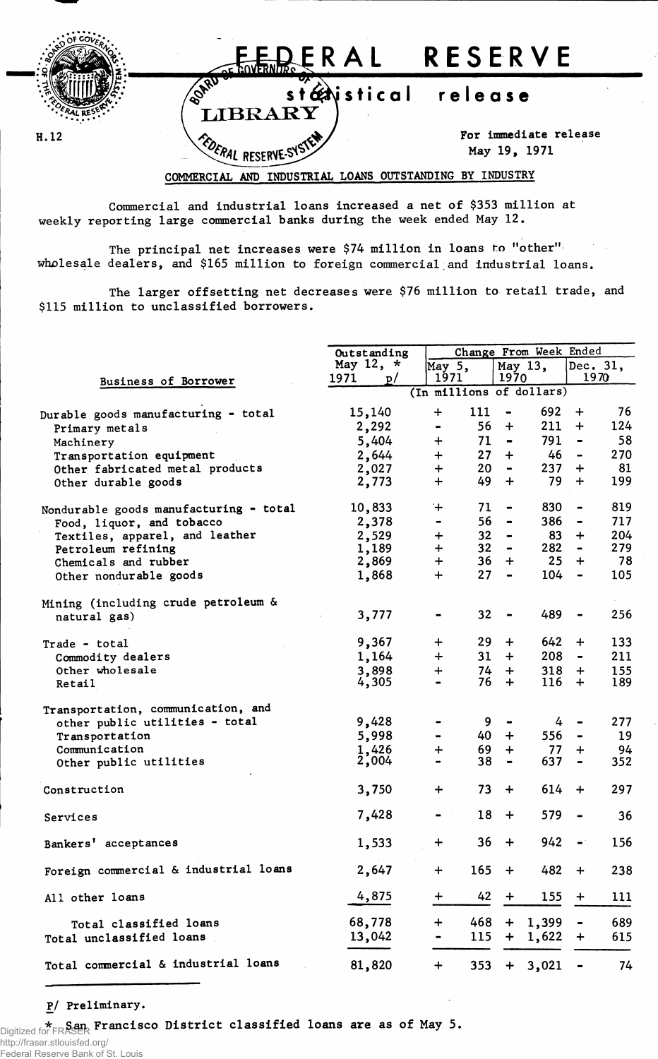# FEDERAL RESERVE

## statistical release

H.12

For immediate release
May 19, 1971

### COMMERCIAL AND INDUSTRIAL LOANS OUTSTANDING BY INDUSTRY

Commercial and industrial loans increased a net of $353 million at weekly reporting large commercial banks during the week ended May 12.

The principal net increases were $74 million in loans to "other" wholesale dealers, and $165 million to foreign commercial and industrial loans.

The larger offsetting net decreases were $76 million to retail trade, and $115 million to unclassified borrowers.

| Business of Borrower | Outstanding May 12, * 1971 p/ | Change From Week Ended | | |
|---|---|---|---|---|
| | | May 5, 1971 | May 13, 1970 | Dec. 31, 1970 |
| | (In millions of dollars) | | | |
| Durable goods manufacturing - total | 15,140 | + 111 | - 692 | + 76 |
| Primary metals | 2,292 | - 56 | + 211 | + 124 |
| Machinery | 5,404 | + 71 | - 791 | - 58 |
| Transportation equipment | 2,644 | + 27 | + 46 | - 270 |
| Other fabricated metal products | 2,027 | + 20 | - 237 | + 81 |
| Other durable goods | 2,773 | + 49 | + 79 | + 199 |
| Nondurable goods manufacturing - total | 10,833 | + 71 | - 830 | - 819 |
| Food, liquor, and tobacco | 2,378 | - 56 | - 386 | - 717 |
| Textiles, apparel, and leather | 2,529 | + 32 | - 83 | + 204 |
| Petroleum refining | 1,189 | + 32 | - 282 | - 279 |
| Chemicals and rubber | 2,869 | + 36 | + 25 | + 78 |
| Other nondurable goods | 1,868 | + 27 | - 104 | - 105 |
| Mining (including crude petroleum & natural gas) | 3,777 | - 32 | - 489 | - 256 |
| Trade - total | 9,367 | + 29 | + 642 | + 133 |
| Commodity dealers | 1,164 | + 31 | + 208 | - 211 |
| Other wholesale | 3,898 | + 74 | + 318 | + 155 |
| Retail | 4,305 | - 76 | + 116 | + 189 |
| Transportation, communication, and other public utilities - total | 9,428 | - 9 | - 4 | - 277 |
| Transportation | 5,998 | - 40 | + 556 | - 19 |
| Communication | 1,426 | + 69 | + 77 | + 94 |
| Other public utilities | 2,004 | - 38 | - 637 | - 352 |
| Construction | 3,750 | + 73 | + 614 | + 297 |
| Services | 7,428 | - 18 | + 579 | - 36 |
| Bankers' acceptances | 1,533 | + 36 | + 942 | - 156 |
| Foreign commercial & industrial loans | 2,647 | + 165 | + 482 | + 238 |
| All other loans | 4,875 | + 42 | + 155 | + 111 |
| Total classified loans | 68,778 | + 468 | + 1,399 | - 689 |
| Total unclassified loans | 13,042 | - 115 | + 1,622 | + 615 |
| Total commercial & industrial loans | 81,820 | + 353 | + 3,021 | - 74 |

p/ Preliminary.

\* San Francisco District classified loans are as of May 5.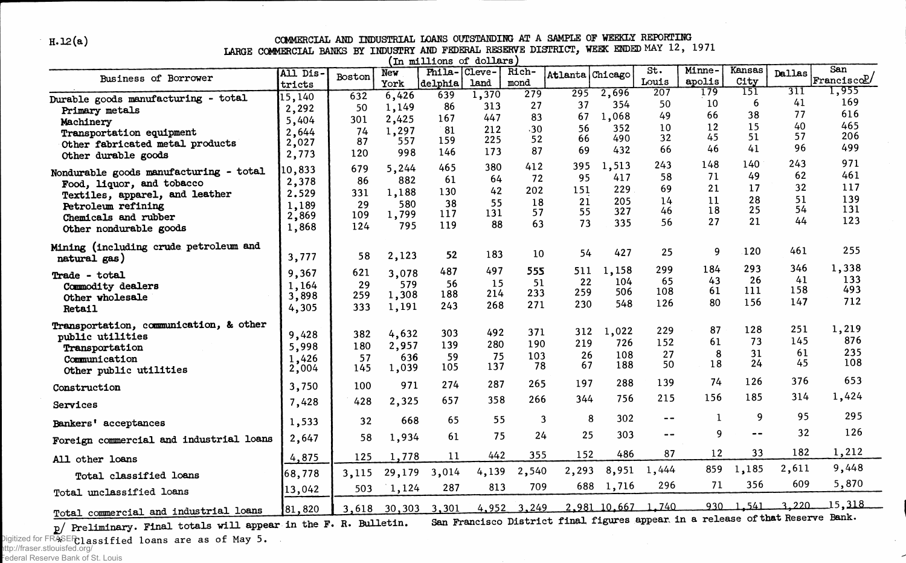H.12(a)

# COMMERCIAL AND INDUSTRIAL LOANS OUTSTANDING AT A SAMPLE OF WEEKLY REPORTING LARGE COMMERCIAL BANKS BY INDUSTRY AND FEDERAL RESERVE DISTRICT, WEEK ENDED MAY 12, 1971

(In millions of dollars)

| Business of Borrower | All Districts | Boston | New York | Philadelphia | Cleveland | Richmond | Atlanta | Chicago | St. Louis | Minneapolis | Kansas City | Dallas | San Francisco p/ |
|---|---|---|---|---|---|---|---|---|---|---|---|---|---|
| Durable goods manufacturing - total | 15,140 | 632 | 6,426 | 639 | 1,370 | 279 | 295 | 2,696 | 207 | 179 | 151 | 311 | 1,955 |
| Primary metals | 2,292 | 50 | 1,149 | 86 | 313 | 27 | 37 | 354 | 50 | 10 | 6 | 41 | 169 |
| Machinery | 5,404 | 301 | 2,425 | 167 | 447 | 83 | 67 | 1,068 | 49 | 66 | 38 | 77 | 616 |
| Transportation equipment | 2,644 | 74 | 1,297 | 81 | 212 | 30 | 56 | 352 | 10 | 12 | 15 | 40 | 465 |
| Other fabricated metal products | 2,027 | 87 | 557 | 159 | 225 | 52 | 66 | 490 | 32 | 45 | 51 | 57 | 206 |
| Other durable goods | 2,773 | 120 | 998 | 146 | 173 | 87 | 69 | 432 | 66 | 46 | 41 | 96 | 499 |
| Nondurable goods manufacturing - total | 10,833 | 679 | 5,244 | 465 | 380 | 412 | 395 | 1,513 | 243 | 148 | 140 | 243 | 971 |
| Food, liquor, and tobacco | 2,378 | 86 | 882 | 61 | 64 | 72 | 95 | 417 | 58 | 71 | 49 | 62 | 461 |
| Textiles, apparel, and leather | 2,529 | 331 | 1,188 | 130 | 42 | 202 | 151 | 229 | 69 | 21 | 17 | 32 | 117 |
| Petroleum refining | 1,189 | 29 | 580 | 38 | 55 | 18 | 21 | 205 | 14 | 11 | 28 | 51 | 139 |
| Chemicals and rubber | 2,869 | 109 | 1,799 | 117 | 131 | 57 | 55 | 327 | 46 | 18 | 25 | 54 | 131 |
| Other nondurable goods | 1,868 | 124 | 795 | 119 | 88 | 63 | 73 | 335 | 56 | 27 | 21 | 44 | 123 |
| Mining (including crude petroleum and natural gas) | 3,777 | 58 | 2,123 | 52 | 183 | 10 | 54 | 427 | 25 | 9 | 120 | 461 | 255 |
| Trade - total | 9,367 | 621 | 3,078 | 487 | 497 | 555 | 511 | 1,158 | 299 | 184 | 293 | 346 | 1,338 |
| Commodity dealers | 1,164 | 29 | 579 | 56 | 15 | 51 | 22 | 104 | 65 | 43 | 26 | 41 | 133 |
| Other wholesale | 3,898 | 259 | 1,308 | 188 | 214 | 233 | 259 | 506 | 108 | 61 | 111 | 158 | 493 |
| Retail | 4,305 | 333 | 1,191 | 243 | 268 | 271 | 230 | 548 | 126 | 80 | 156 | 147 | 712 |
| Transportation, communication, & other public utilities | 9,428 | 382 | 4,632 | 303 | 492 | 371 | 312 | 1,022 | 229 | 87 | 128 | 251 | 1,219 |
| Transportation | 5,998 | 180 | 2,957 | 139 | 280 | 190 | 219 | 726 | 152 | 61 | 73 | 145 | 876 |
| Communication | 1,426 | 57 | 636 | 59 | 75 | 103 | 26 | 108 | 27 | 8 | 31 | 61 | 235 |
| Other public utilities | 2,004 | 145 | 1,039 | 105 | 137 | 78 | 67 | 188 | 50 | 18 | 24 | 45 | 108 |
| Construction | 3,750 | 100 | 971 | 274 | 287 | 265 | 197 | 288 | 139 | 74 | 126 | 376 | 653 |
| Services | 7,428 | 428 | 2,325 | 657 | 358 | 266 | 344 | 756 | 215 | 156 | 185 | 314 | 1,424 |
| Bankers' acceptances | 1,533 | 32 | 668 | 65 | 55 | 3 | 8 | 302 | -- | 1 | 9 | 95 | 295 |
| Foreign commercial and industrial loans | 2,647 | 58 | 1,934 | 61 | 75 | 24 | 25 | 303 | -- | 9 | -- | 32 | 126 |
| All other loans | 4,875 | 125 | 1,778 | 11 | 442 | 355 | 152 | 486 | 87 | 12 | 33 | 182 | 1,212 |
| Total classified loans | 68,778 | 3,115 | 29,179 | 3,014 | 4,139 | 2,540 | 2,293 | 8,951 | 1,444 | 859 | 1,185 | 2,611 | 9,448 |
| Total unclassified loans | 13,042 | 503 | 1,124 | 287 | 813 | 709 | 688 | 1,716 | 296 | 71 | 356 | 609 | 5,870 |
| Total commercial and industrial loans | 81,820 | 3,618 | 30,303 | 3,301 | 4,952 | 3,249 | 2,981 | 10,667 | 1,740 | 930 | 1,541 | 3,220 | 15,318 |

p/ Preliminary. Final totals will appear in the F. R. Bulletin. San Francisco District final figures appear in a release of that Reserve Bank.

* Classified loans are as of May 5.